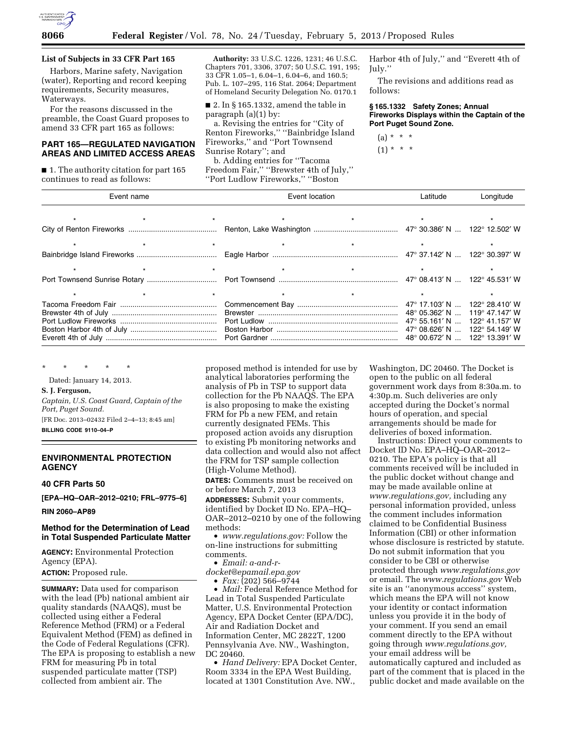## List of Subjects in 33 CFR Part 165

Harbors, Marine safety, Navigation (water), Reporting and record keeping requirements, Security measures, Waterways.

For the reasons discussed in the preamble, the Coast Guard proposes to amend 33 CFR part 165 as follows:

### PART 165—REGULATED NAVIGATION AREAS AND LIMITED ACCESS AREAS

■ 1. The authority citation for part 165 continues to read as follows:

**Authority:** 33 U.S.C. 1226, 1231; 46 U.S.C. Chapters 701, 3306, 3707; 50 U.S.C. 191, 195; 33 CFR 1.05–1, 6.04–1, 6.04–6, and 160.5; Pub. L. 107–295, 116 Stat. 2064; Department of Homeland Security Delegation No. 0170.1

■ 2. In § 165.1332, amend the table in paragraph (a)(1) by:

a. Revising the entries for "City of Renton Fireworks," "Bainbridge Island Fireworks," and "Port Townsend Sunrise Rotary"; and

b. Adding entries for "Tacoma Freedom Fair," "Brewster 4th of July," "Port Ludlow Fireworks," "Boston Harbor 4th of July," and "Everett 4th of July."

The revisions and additions read as follows:

**§ 165.1332 Safety Zones; Annual Fireworks Displays within the Captain of the Port Puget Sound Zone.**

(a) * * *

(1) * * *

| Event name | Event location | Latitude | Longitude |
|---|---|---|---|
| * * * | * * | * | * |
| City of Renton Fireworks | Renton, Lake Washington | 47° 30.386′ N | 122° 12.502′ W |
| * * * | * * | * | * |
| Bainbridge Island Fireworks | Eagle Harbor | 47° 37.142′ N | 122° 30.397′ W |
| * * * | * * | * | * |
| Port Townsend Sunrise Rotary | Port Townsend | 47° 08.413′ N | 122° 45.531′ W |
| * * * | * * | * | * |
| Tacoma Freedom Fair | Commencement Bay | 47° 17.103′ N | 122° 28.410′ W |
| Brewster 4th of July | Brewster | 48° 05.362′ N | 119° 47.147′ W |
| Port Ludlow Fireworks | Port Ludlow | 47° 55.161′ N | 122° 41.157′ W |
| Boston Harbor 4th of July | Boston Harbor | 47° 08.626′ N | 122° 54.149′ W |
| Everett 4th of July | Port Gardner | 48° 00.672′ N | 122° 13.391′ W |

\* \* \* \* \*

Dated: January 14, 2013.

**S. J. Ferguson,**

*Captain, U.S. Coast Guard, Captain of the Port, Puget Sound.*

[FR Doc. 2013–02432 Filed 2–4–13; 8:45 am]

**BILLING CODE 9110–04–P**

## ENVIRONMENTAL PROTECTION AGENCY

### 40 CFR Parts 50

**[EPA–HQ–OAR–2012–0210; FRL–9775–6]**

**RIN 2060–AP89**

### Method for the Determination of Lead in Total Suspended Particulate Matter

**AGENCY:** Environmental Protection Agency (EPA).

**ACTION:** Proposed rule.

**SUMMARY:** Data used for comparison with the lead (Pb) national ambient air quality standards (NAAQS), must be collected using either a Federal Reference Method (FRM) or a Federal Equivalent Method (FEM) as defined in the Code of Federal Regulations (CFR). The EPA is proposing to establish a new FRM for measuring Pb in total suspended particulate matter (TSP) collected from ambient air. The proposed method is intended for use by analytical laboratories performing the analysis of Pb in TSP to support data collection for the Pb NAAQS. The EPA is also proposing to make the existing FRM for Pb a new FEM, and retain currently designated FEMs. This proposed action avoids any disruption to existing Pb monitoring networks and data collection and would also not affect the FRM for TSP sample collection (High-Volume Method).

**DATES:** Comments must be received on or before March 7, 2013

**ADDRESSES:** Submit your comments, identified by Docket ID No. EPA–HQ–OAR–2012–0210 by one of the following methods:

- *www.regulations.gov:* Follow the on-line instructions for submitting comments.
- *Email: a-and-r-docket@epamail.epa.gov*
- *Fax:* (202) 566–9744
- *Mail:* Federal Reference Method for Lead in Total Suspended Particulate Matter, U.S. Environmental Protection Agency, EPA Docket Center (EPA/DC), Air and Radiation Docket and Information Center, MC 2822T, 1200 Pennsylvania Ave. NW., Washington, DC 20460.
- *Hand Delivery:* EPA Docket Center, Room 3334 in the EPA West Building, located at 1301 Constitution Ave. NW., Washington, DC 20460. The Docket is open to the public on all federal government work days from 8:30a.m. to 4:30p.m. Such deliveries are only accepted during the Docket's normal hours of operation, and special arrangements should be made for deliveries of boxed information.

Instructions: Direct your comments to Docket ID No. EPA–HQ–OAR–2012–0210. The EPA's policy is that all comments received will be included in the public docket without change and may be made available online at *www.regulations.gov,* including any personal information provided, unless the comment includes information claimed to be Confidential Business Information (CBI) or other information whose disclosure is restricted by statute. Do not submit information that you consider to be CBI or otherwise protected through *www.regulations.gov* or email. The *www.regulations.gov* Web site is an "anonymous access" system, which means the EPA will not know your identity or contact information unless you provide it in the body of your comment. If you send an email comment directly to the EPA without going through *www.regulations.gov,* your email address will be automatically captured and included as part of the comment that is placed in the public docket and made available on the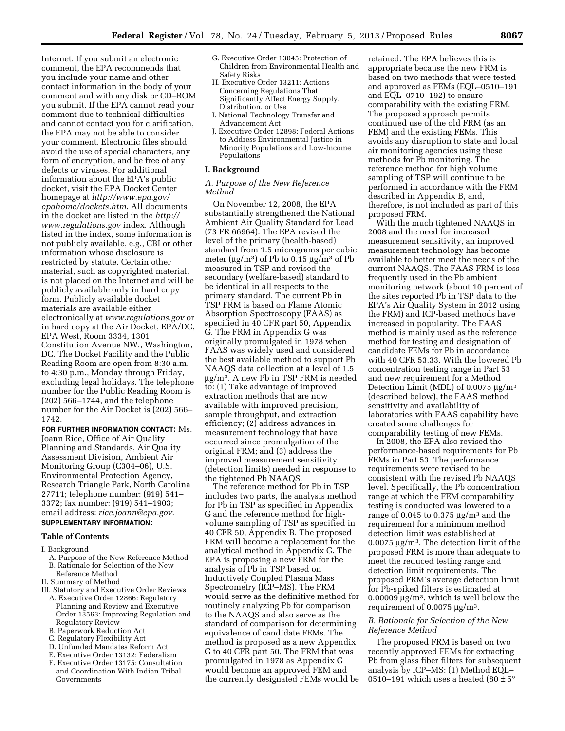Internet. If you submit an electronic comment, the EPA recommends that you include your name and other contact information in the body of your comment and with any disk or CD–ROM you submit. If the EPA cannot read your comment due to technical difficulties and cannot contact you for clarification, the EPA may not be able to consider your comment. Electronic files should avoid the use of special characters, any form of encryption, and be free of any defects or viruses. For additional information about the EPA's public docket, visit the EPA Docket Center homepage at *http://www.epa.gov/epahome/dockets.htm*. All documents in the docket are listed in the *http://www.regulations.gov* index. Although listed in the index, some information is not publicly available, e.g., CBI or other information whose disclosure is restricted by statute. Certain other material, such as copyrighted material, is not placed on the Internet and will be publicly available only in hard copy form. Publicly available docket materials are available either electronically at *www.regulations.gov* or in hard copy at the Air Docket, EPA/DC, EPA West, Room 3334, 1301 Constitution Avenue NW., Washington, DC. The Docket Facility and the Public Reading Room are open from 8:30 a.m. to 4:30 p.m., Monday through Friday, excluding legal holidays. The telephone number for the Public Reading Room is (202) 566–1744, and the telephone number for the Air Docket is (202) 566–1742.

**FOR FURTHER INFORMATION CONTACT:** Ms. Joann Rice, Office of Air Quality Planning and Standards, Air Quality Assessment Division, Ambient Air Monitoring Group (C304–06), U.S. Environmental Protection Agency, Research Triangle Park, North Carolina 27711; telephone number: (919) 541–3372; fax number: (919) 541–1903; email address: *rice.joann@epa.gov*.

**SUPPLEMENTARY INFORMATION:**

**Table of Contents**

I. Background
  A. Purpose of the New Reference Method
  B. Rationale for Selection of the New Reference Method
II. Summary of Method
III. Statutory and Executive Order Reviews
  A. Executive Order 12866: Regulatory Planning and Review and Executive Order 13563: Improving Regulation and Regulatory Review
  B. Paperwork Reduction Act
  C. Regulatory Flexibility Act
  D. Unfunded Mandates Reform Act
  E. Executive Order 13132: Federalism
  F. Executive Order 13175: Consultation and Coordination With Indian Tribal Governments
  G. Executive Order 13045: Protection of Children from Environmental Health and Safety Risks
  H. Executive Order 13211: Actions Concerning Regulations That Significantly Affect Energy Supply, Distribution, or Use
  I. National Technology Transfer and Advancement Act
  J. Executive Order 12898: Federal Actions to Address Environmental Justice in Minority Populations and Low-Income Populations

## I. Background

### A. Purpose of the New Reference Method

On November 12, 2008, the EPA substantially strengthened the National Ambient Air Quality Standard for Lead (73 FR 66964). The EPA revised the level of the primary (health-based) standard from 1.5 micrograms per cubic meter ($\mu g/m^3$) of Pb to 0.15 $\mu g/m^3$ of Pb measured in TSP and revised the secondary (welfare-based) standard to be identical in all respects to the primary standard. The current Pb in TSP FRM is based on Flame Atomic Absorption Spectroscopy (FAAS) as specified in 40 CFR part 50, Appendix G. The FRM in Appendix G was originally promulgated in 1978 when FAAS was widely used and considered the best available method to support Pb NAAQS data collection at a level of 1.5 $\mu g/m^3$. A new Pb in TSP FRM is needed to: (1) Take advantage of improved extraction methods that are now available with improved precision, sample throughput, and extraction efficiency; (2) address advances in measurement technology that have occurred since promulgation of the original FRM; and (3) address the improved measurement sensitivity (detection limits) needed in response to the tightened Pb NAAQS.

The reference method for Pb in TSP includes two parts, the analysis method for Pb in TSP as specified in Appendix G and the reference method for high-volume sampling of TSP as specified in 40 CFR 50, Appendix B. The proposed FRM will become a replacement for the analytical method in Appendix G. The EPA is proposing a new FRM for the analysis of Pb in TSP based on Inductively Coupled Plasma Mass Spectrometry (ICP–MS). The FRM would serve as the definitive method for routinely analyzing Pb for comparison to the NAAQS and also serve as the standard of comparison for determining equivalence of candidate FEMs. The method is proposed as a new Appendix G to 40 CFR part 50. The FRM that was promulgated in 1978 as Appendix G would become an approved FEM and the currently designated FEMs would be retained. The EPA believes this is appropriate because the new FRM is based on two methods that were tested and approved as FEMs (EQL–0510–191 and EQL–0710–192) to ensure comparability with the existing FRM. The proposed approach permits continued use of the old FRM (as an FEM) and the existing FEMs. This avoids any disruption to state and local air monitoring agencies using these methods for Pb monitoring. The reference method for high volume sampling of TSP will continue to be performed in accordance with the FRM described in Appendix B, and, therefore, is not included as part of this proposed FRM.

With the much tightened NAAQS in 2008 and the need for increased measurement sensitivity, an improved measurement technology has become available to better meet the needs of the current NAAQS. The FAAS FRM is less frequently used in the Pb ambient monitoring network (about 10 percent of the sites reported Pb in TSP data to the EPA's Air Quality System in 2012 using the FRM) and ICP-based methods have increased in popularity. The FAAS method is mainly used as the reference method for testing and designation of candidate FEMs for Pb in accordance with 40 CFR 53.33. With the lowered Pb concentration testing range in Part 53 and new requirement for a Method Detection Limit (MDL) of 0.0075 $\mu g/m^3$ (described below), the FAAS method sensitivity and availability of laboratories with FAAS capability have created some challenges for comparability testing of new FEMs.

In 2008, the EPA also revised the performance-based requirements for Pb FEMs in Part 53. The performance requirements were revised to be consistent with the revised Pb NAAQS level. Specifically, the Pb concentration range at which the FEM comparability testing is conducted was lowered to a range of 0.045 to 0.375 $\mu g/m^3$ and the requirement for a minimum method detection limit was established at 0.0075 $\mu g/m^3$. The detection limit of the proposed FRM is more than adequate to meet the reduced testing range and detection limit requirements. The proposed FRM's average detection limit for Pb-spiked filters is estimated at 0.00009 $\mu g/m^3$, which is well below the requirement of 0.0075 $\mu g/m^3$.

### B. Rationale for Selection of the New Reference Method

The proposed FRM is based on two recently approved FEMs for extracting Pb from glass fiber filters for subsequent analysis by ICP–MS: (1) Method EQL–0510–191 which uses a heated (80 ± 5°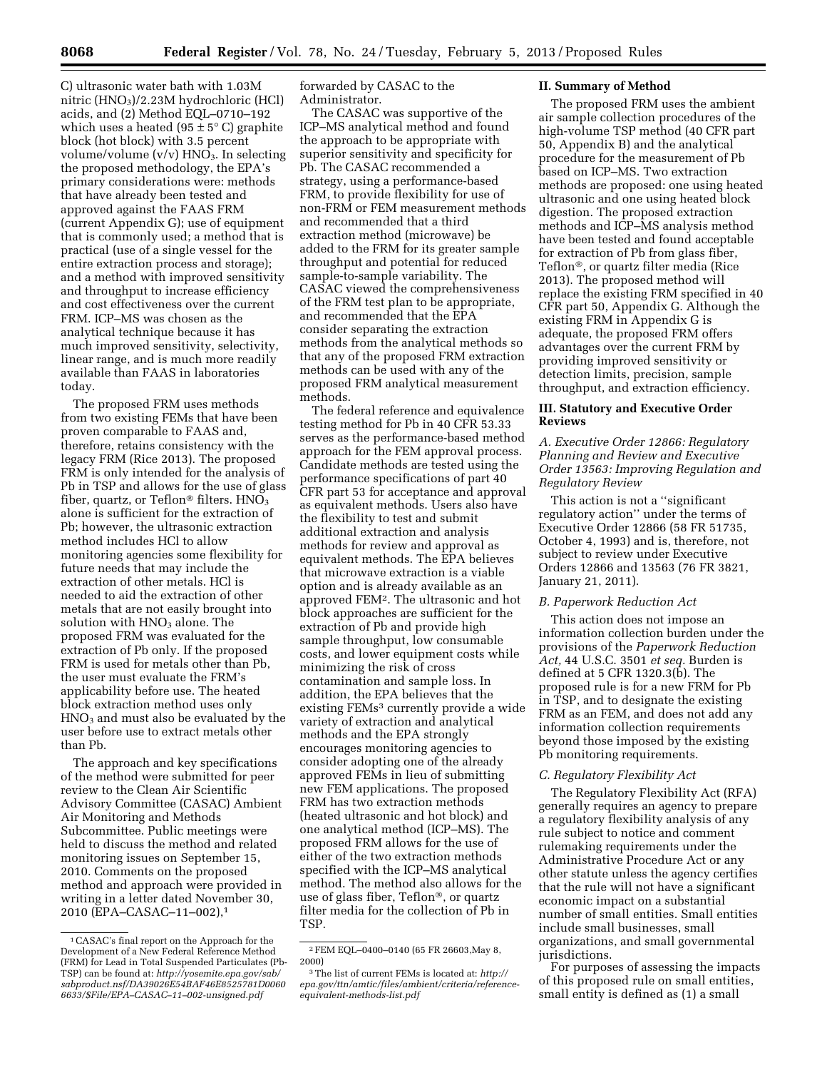C) ultrasonic water bath with 1.03M nitric ($HNO_3$)/2.23M hydrochloric (HCl) acids, and (2) Method EQL–0710–192 which uses a heated (95 ± 5° C) graphite block (hot block) with 3.5 percent volume/volume (v/v) $HNO_3$. In selecting the proposed methodology, the EPA's primary considerations were: methods that have already been tested and approved against the FAAS FRM (current Appendix G); use of equipment that is commonly used; a method that is practical (use of a single vessel for the entire extraction process and storage); and a method with improved sensitivity and throughput to increase efficiency and cost effectiveness over the current FRM. ICP–MS was chosen as the analytical technique because it has much improved sensitivity, selectivity, linear range, and is much more readily available than FAAS in laboratories today.

The proposed FRM uses methods from two existing FEMs that have been proven comparable to FAAS and, therefore, retains consistency with the legacy FRM (Rice 2013). The proposed FRM is only intended for the analysis of Pb in TSP and allows for the use of glass fiber, quartz, or Teflon® filters. $HNO_3$ alone is sufficient for the extraction of Pb; however, the ultrasonic extraction method includes HCl to allow monitoring agencies some flexibility for future needs that may include the extraction of other metals. HCl is needed to aid the extraction of other metals that are not easily brought into solution with $HNO_3$ alone. The proposed FRM was evaluated for the extraction of Pb only. If the proposed FRM is used for metals other than Pb, the user must evaluate the FRM's applicability before use. The heated block extraction method uses only $HNO_3$ and must also be evaluated by the user before use to extract metals other than Pb.

The approach and key specifications of the method were submitted for peer review to the Clean Air Scientific Advisory Committee (CASAC) Ambient Air Monitoring and Methods Subcommittee. Public meetings were held to discuss the method and related monitoring issues on September 15, 2010. Comments on the proposed method and approach were provided in writing in a letter dated November 30, 2010 (EPA–CASAC–11–002),[1] forwarded by CASAC to the Administrator.

The CASAC was supportive of the ICP–MS analytical method and found the approach to be appropriate with superior sensitivity and specificity for Pb. The CASAC recommended a strategy, using a performance-based FRM, to provide flexibility for use of non-FRM or FEM measurement methods and recommended that a third extraction method (microwave) be added to the FRM for its greater sample throughput and potential for reduced sample-to-sample variability. The CASAC viewed the comprehensiveness of the FRM test plan to be appropriate, and recommended that the EPA consider separating the extraction methods from the analytical methods so that any of the proposed FRM extraction methods can be used with any of the proposed FRM analytical measurement methods.

The federal reference and equivalence testing method for Pb in 40 CFR 53.33 serves as the performance-based method approach for the FEM approval process. Candidate methods are tested using the performance specifications of part 40 CFR part 53 for acceptance and approval as equivalent methods. Users also have the flexibility to test and submit additional extraction and analysis methods for review and approval as equivalent methods. The EPA believes that microwave extraction is a viable option and is already available as an approved FEM[2]. The ultrasonic and hot block approaches are sufficient for the extraction of Pb and provide high sample throughput, low consumable costs, and lower equipment costs while minimizing the risk of cross contamination and sample loss. In addition, the EPA believes that the existing FEMs[3] currently provide a wide variety of extraction and analytical methods and the EPA strongly encourages monitoring agencies to consider adopting one of the already approved FEMs in lieu of submitting new FEM applications. The proposed FRM has two extraction methods (heated ultrasonic and hot block) and one analytical method (ICP–MS). The proposed FRM allows for the use of either of the two extraction methods specified with the ICP–MS analytical method. The method also allows for the use of glass fiber, Teflon®, or quartz filter media for the collection of Pb in TSP.

## II. Summary of Method

The proposed FRM uses the ambient air sample collection procedures of the high-volume TSP method (40 CFR part 50, Appendix B) and the analytical procedure for the measurement of Pb based on ICP–MS. Two extraction methods are proposed: one using heated ultrasonic and one using heated block digestion. The proposed extraction methods and ICP–MS analysis method have been tested and found acceptable for extraction of Pb from glass fiber, Teflon®, or quartz filter media (Rice 2013). The proposed method will replace the existing FRM specified in 40 CFR part 50, Appendix G. Although the existing FRM in Appendix G is adequate, the proposed FRM offers advantages over the current FRM by providing improved sensitivity or detection limits, precision, sample throughput, and extraction efficiency.

## III. Statutory and Executive Order Reviews

### *A. Executive Order 12866: Regulatory Planning and Review and Executive Order 13563: Improving Regulation and Regulatory Review*

This action is not a ''significant regulatory action'' under the terms of Executive Order 12866 (58 FR 51735, October 4, 1993) and is, therefore, not subject to review under Executive Orders 12866 and 13563 (76 FR 3821, January 21, 2011).

### *B. Paperwork Reduction Act*

This action does not impose an information collection burden under the provisions of the *Paperwork Reduction Act,* 44 U.S.C. 3501 *et seq.* Burden is defined at 5 CFR 1320.3(b). The proposed rule is for a new FRM for Pb in TSP, and to designate the existing FRM as an FEM, and does not add any information collection requirements beyond those imposed by the existing Pb monitoring requirements.

### *C. Regulatory Flexibility Act*

The Regulatory Flexibility Act (RFA) generally requires an agency to prepare a regulatory flexibility analysis of any rule subject to notice and comment rulemaking requirements under the Administrative Procedure Act or any other statute unless the agency certifies that the rule will not have a significant economic impact on a substantial number of small entities. Small entities include small businesses, small organizations, and small governmental jurisdictions.

For purposes of assessing the impacts of this proposed rule on small entities, small entity is defined as (1) a small

---

[1] CASAC's final report on the Approach for the Development of a New Federal Reference Method (FRM) for Lead in Total Suspended Particulates (Pb-TSP) can be found at: *http://yosemite.epa.gov/sab/sabproduct.nsf/DA39026E54BAF46E8525781D00606633/$File/EPA–CASAC–11–002-unsigned.pdf*

[2] FEM EQL–0400–0140 (65 FR 26603,May 8, 2000)

[3] The list of current FEMs is located at: *http://epa.gov/ttn/amtic/files/ambient/criteria/reference-equivalent-methods-list.pdf*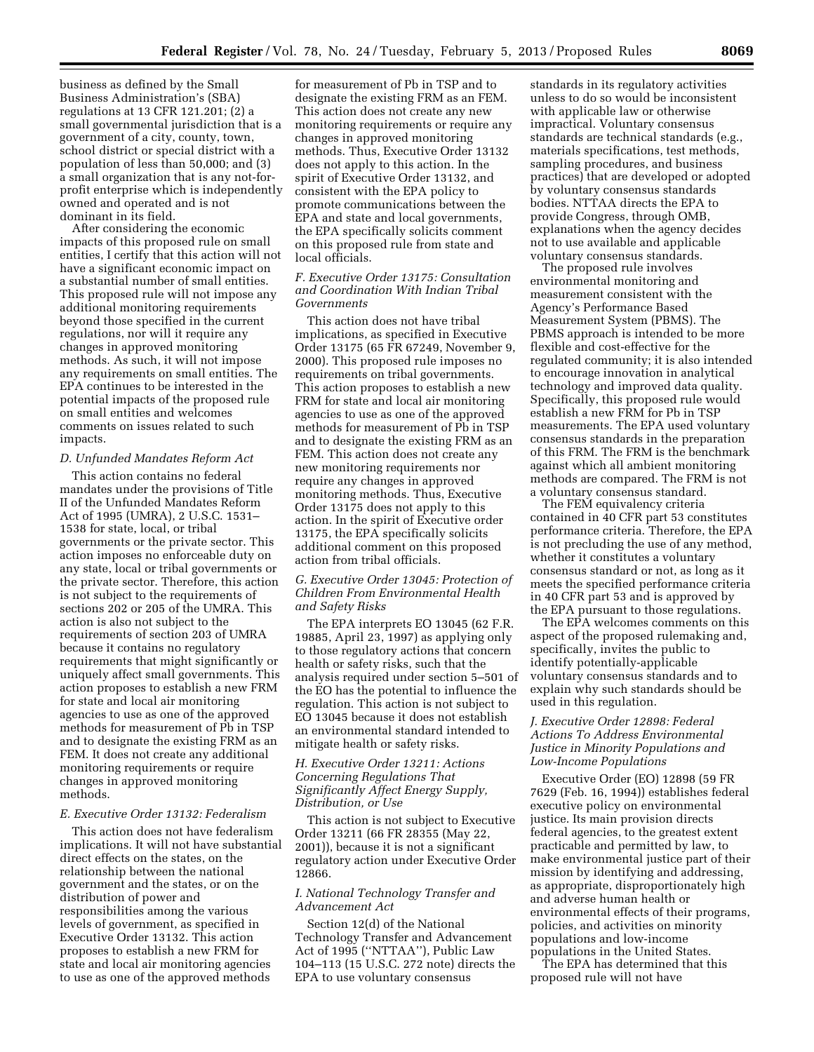business as defined by the Small Business Administration's (SBA) regulations at 13 CFR 121.201; (2) a small governmental jurisdiction that is a government of a city, county, town, school district or special district with a population of less than 50,000; and (3) a small organization that is any not-for-profit enterprise which is independently owned and operated and is not dominant in its field.

After considering the economic impacts of this proposed rule on small entities, I certify that this action will not have a significant economic impact on a substantial number of small entities. This proposed rule will not impose any additional monitoring requirements beyond those specified in the current regulations, nor will it require any changes in approved monitoring methods. As such, it will not impose any requirements on small entities. The EPA continues to be interested in the potential impacts of the proposed rule on small entities and welcomes comments on issues related to such impacts.

### *D. Unfunded Mandates Reform Act*

This action contains no federal mandates under the provisions of Title II of the Unfunded Mandates Reform Act of 1995 (UMRA), 2 U.S.C. 1531–1538 for state, local, or tribal governments or the private sector. This action imposes no enforceable duty on any state, local or tribal governments or the private sector. Therefore, this action is not subject to the requirements of sections 202 or 205 of the UMRA. This action is also not subject to the requirements of section 203 of UMRA because it contains no regulatory requirements that might significantly or uniquely affect small governments. This action proposes to establish a new FRM for state and local air monitoring agencies to use as one of the approved methods for measurement of Pb in TSP and to designate the existing FRM as an FEM. It does not create any additional monitoring requirements or require changes in approved monitoring methods.

### *E. Executive Order 13132: Federalism*

This action does not have federalism implications. It will not have substantial direct effects on the states, on the relationship between the national government and the states, or on the distribution of power and responsibilities among the various levels of government, as specified in Executive Order 13132. This action proposes to establish a new FRM for state and local air monitoring agencies to use as one of the approved methods for measurement of Pb in TSP and to designate the existing FRM as an FEM. This action does not create any new monitoring requirements or require any changes in approved monitoring methods. Thus, Executive Order 13132 does not apply to this action. In the spirit of Executive Order 13132, and consistent with the EPA policy to promote communications between the EPA and state and local governments, the EPA specifically solicits comment on this proposed rule from state and local officials.

### *F. Executive Order 13175: Consultation and Coordination With Indian Tribal Governments*

This action does not have tribal implications, as specified in Executive Order 13175 (65 FR 67249, November 9, 2000). This proposed rule imposes no requirements on tribal governments. This action proposes to establish a new FRM for state and local air monitoring agencies to use as one of the approved methods for measurement of Pb in TSP and to designate the existing FRM as an FEM. This action does not create any new monitoring requirements nor require any changes in approved monitoring methods. Thus, Executive Order 13175 does not apply to this action. In the spirit of Executive order 13175, the EPA specifically solicits additional comment on this proposed action from tribal officials.

### *G. Executive Order 13045: Protection of Children From Environmental Health and Safety Risks*

The EPA interprets EO 13045 (62 F.R. 19885, April 23, 1997) as applying only to those regulatory actions that concern health or safety risks, such that the analysis required under section 5–501 of the EO has the potential to influence the regulation. This action is not subject to EO 13045 because it does not establish an environmental standard intended to mitigate health or safety risks.

### *H. Executive Order 13211: Actions Concerning Regulations That Significantly Affect Energy Supply, Distribution, or Use*

This action is not subject to Executive Order 13211 (66 FR 28355 (May 22, 2001)), because it is not a significant regulatory action under Executive Order 12866.

### *I. National Technology Transfer and Advancement Act*

Section 12(d) of the National Technology Transfer and Advancement Act of 1995 (''NTTAA''), Public Law 104–113 (15 U.S.C. 272 note) directs the EPA to use voluntary consensus standards in its regulatory activities unless to do so would be inconsistent with applicable law or otherwise impractical. Voluntary consensus standards are technical standards (e.g., materials specifications, test methods, sampling procedures, and business practices) that are developed or adopted by voluntary consensus standards bodies. NTTAA directs the EPA to provide Congress, through OMB, explanations when the agency decides not to use available and applicable voluntary consensus standards.

The proposed rule involves environmental monitoring and measurement consistent with the Agency's Performance Based Measurement System (PBMS). The PBMS approach is intended to be more flexible and cost-effective for the regulated community; it is also intended to encourage innovation in analytical technology and improved data quality. Specifically, this proposed rule would establish a new FRM for Pb in TSP measurements. The EPA used voluntary consensus standards in the preparation of this FRM. The FRM is the benchmark against which all ambient monitoring methods are compared. The FRM is not a voluntary consensus standard.

The FEM equivalency criteria contained in 40 CFR part 53 constitutes performance criteria. Therefore, the EPA is not precluding the use of any method, whether it constitutes a voluntary consensus standard or not, as long as it meets the specified performance criteria in 40 CFR part 53 and is approved by the EPA pursuant to those regulations.

The EPA welcomes comments on this aspect of the proposed rulemaking and, specifically, invites the public to identify potentially-applicable voluntary consensus standards and to explain why such standards should be used in this regulation.

### *J. Executive Order 12898: Federal Actions To Address Environmental Justice in Minority Populations and Low-Income Populations*

Executive Order (EO) 12898 (59 FR 7629 (Feb. 16, 1994)) establishes federal executive policy on environmental justice. Its main provision directs federal agencies, to the greatest extent practicable and permitted by law, to make environmental justice part of their mission by identifying and addressing, as appropriate, disproportionately high and adverse human health or environmental effects of their programs, policies, and activities on minority populations and low-income populations in the United States.

The EPA has determined that this proposed rule will not have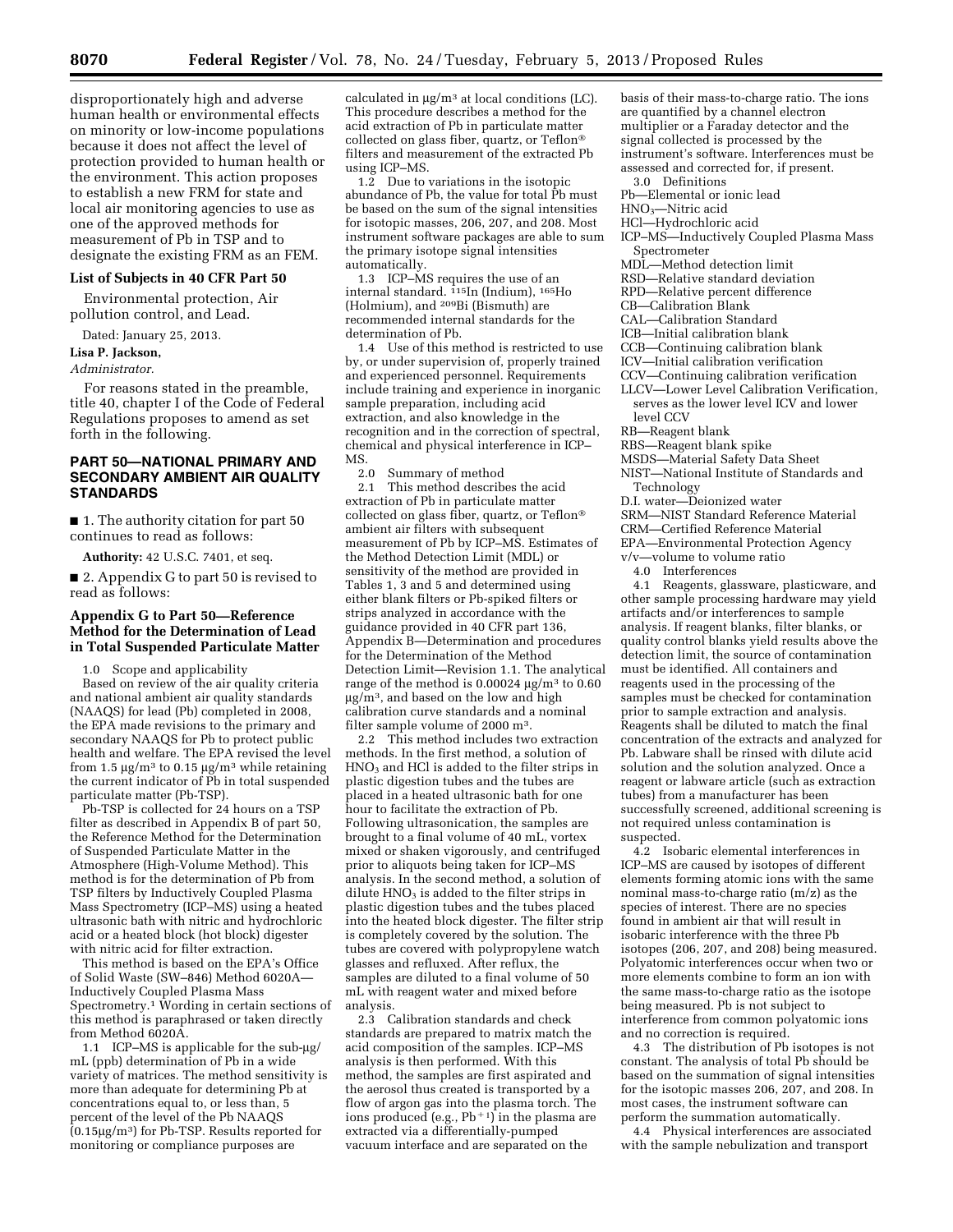disproportionately high and adverse human health or environmental effects on minority or low-income populations because it does not affect the level of protection provided to human health or the environment. This action proposes to establish a new FRM for state and local air monitoring agencies to use as one of the approved methods for measurement of Pb in TSP and to designate the existing FRM as an FEM.

### List of Subjects in 40 CFR Part 50

Environmental protection, Air pollution control, and Lead.

Dated: January 25, 2013.

**Lisa P. Jackson,**

*Administrator.*

For reasons stated in the preamble, title 40, chapter I of the Code of Federal Regulations proposes to amend as set forth in the following.

## PART 50—NATIONAL PRIMARY AND SECONDARY AMBIENT AIR QUALITY STANDARDS

■ 1. The authority citation for part 50 continues to read as follows:

**Authority:** 42 U.S.C. 7401, et seq.

■ 2. Appendix G to part 50 is revised to read as follows:

### Appendix G to Part 50—Reference Method for the Determination of Lead in Total Suspended Particulate Matter

1.0 Scope and applicability

Based on review of the air quality criteria and national ambient air quality standards (NAAQS) for lead (Pb) completed in 2008, the EPA made revisions to the primary and secondary NAAQS for Pb to protect public health and welfare. The EPA revised the level from 1.5 μg/m³ to 0.15 μg/m³ while retaining the current indicator of Pb in total suspended particulate matter (Pb-TSP).

Pb-TSP is collected for 24 hours on a TSP filter as described in Appendix B of part 50, the Reference Method for the Determination of Suspended Particulate Matter in the Atmosphere (High-Volume Method). This method is for the determination of Pb from TSP filters by Inductively Coupled Plasma Mass Spectrometry (ICP–MS) using a heated ultrasonic bath with nitric and hydrochloric acid or a heated block (hot block) digester with nitric acid for filter extraction.

This method is based on the EPA's Office of Solid Waste (SW–846) Method 6020A—Inductively Coupled Plasma Mass Spectrometry.[1] Wording in certain sections of this method is paraphrased or taken directly from Method 6020A.

1.1 ICP–MS is applicable for the sub-μg/mL (ppb) determination of Pb in a wide variety of matrices. The method sensitivity is more than adequate for determining Pb at concentrations equal to, or less than, 5 percent of the level of the Pb NAAQS (0.15μg/m³) for Pb-TSP. Results reported for monitoring or compliance purposes are calculated in μg/m³ at local conditions (LC). This procedure describes a method for the acid extraction of Pb in particulate matter collected on glass fiber, quartz, or Teflon® filters and measurement of the extracted Pb using ICP–MS.

1.2 Due to variations in the isotopic abundance of Pb, the value for total Pb must be based on the sum of the signal intensities for isotopic masses, 206, 207, and 208. Most instrument software packages are able to sum the primary isotope signal intensities automatically.

1.3 ICP–MS requires the use of an internal standard. $^{115}$In (Indium), $^{165}$Ho (Holmium), and $^{209}$Bi (Bismuth) are recommended internal standards for the determination of Pb.

1.4 Use of this method is restricted to use by, or under supervision of, properly trained and experienced personnel. Requirements include training and experience in inorganic sample preparation, including acid extraction, and also knowledge in the recognition and in the correction of spectral, chemical and physical interference in ICP–MS.

2.0 Summary of method

2.1 This method describes the acid extraction of Pb in particulate matter collected on glass fiber, quartz, or Teflon® ambient air filters with subsequent measurement of Pb by ICP–MS. Estimates of the Method Detection Limit (MDL) or sensitivity of the method are provided in Tables 1, 3 and 5 and determined using either blank filters or Pb-spiked filters or strips analyzed in accordance with the guidance provided in 40 CFR part 136, Appendix B—Determination and procedures for the Determination of the Method Detection Limit—Revision 1.1. The analytical range of the method is 0.00024 μg/m³ to 0.60 μg/m³, and based on the low and high calibration curve standards and a nominal filter sample volume of 2000 m³.

2.2 This method includes two extraction methods. In the first method, a solution of $HNO_3$ and HCl is added to the filter strips in plastic digestion tubes and the tubes are placed in a heated ultrasonic bath for one hour to facilitate the extraction of Pb. Following ultrasonication, the samples are brought to a final volume of 40 mL, vortex mixed or shaken vigorously, and centrifuged prior to aliquots being taken for ICP–MS analysis. In the second method, a solution of dilute $HNO_3$ is added to the filter strips in plastic digestion tubes and the tubes placed into the heated block digester. The filter strip is completely covered by the solution. The tubes are covered with polypropylene watch glasses and refluxed. After reflux, the samples are diluted to a final volume of 50 mL with reagent water and mixed before analysis.

2.3 Calibration standards and check standards are prepared to matrix match the acid composition of the samples. ICP–MS analysis is then performed. With this method, the samples are first aspirated and the aerosol thus created is transported by a flow of argon gas into the plasma torch. The ions produced (e.g., $Pb^{+1}$) in the plasma are extracted via a differentially-pumped vacuum interface and are separated on the basis of their mass-to-charge ratio. The ions are quantified by a channel electron multiplier or a Faraday detector and the signal collected is processed by the instrument's software. Interferences must be assessed and corrected for, if present.

3.0 Definitions

Pb—Elemental or ionic lead
$HNO_3$—Nitric acid
HCl—Hydrochloric acid
ICP–MS—Inductively Coupled Plasma Mass Spectrometer
MDL—Method detection limit
RSD—Relative standard deviation
RPD—Relative percent difference
CB—Calibration Blank
CAL—Calibration Standard
ICB—Initial calibration blank
CCB—Continuing calibration blank
ICV—Initial calibration verification
CCV—Continuing calibration verification
LLCV—Lower Level Calibration Verification, serves as the lower level ICV and lower level CCV
RB—Reagent blank
RBS—Reagent blank spike
MSDS—Material Safety Data Sheet
NIST—National Institute of Standards and Technology
D.I. water—Deionized water
SRM—NIST Standard Reference Material
CRM—Certified Reference Material
EPA—Environmental Protection Agency
v/v—volume to volume ratio

4.0 Interferences

4.1 Reagents, glassware, plasticware, and other sample processing hardware may yield artifacts and/or interferences to sample analysis. If reagent blanks, filter blanks, or quality control blanks yield results above the detection limit, the source of contamination must be identified. All containers and reagents used in the processing of the samples must be checked for contamination prior to sample extraction and analysis. Reagents shall be diluted to match the final concentration of the extracts and analyzed for Pb. Labware shall be rinsed with dilute acid solution and the solution analyzed. Once a reagent or labware article (such as extraction tubes) from a manufacturer has been successfully screened, additional screening is not required unless contamination is suspected.

4.2 Isobaric elemental interferences in ICP–MS are caused by isotopes of different elements forming atomic ions with the same nominal mass-to-charge ratio (m/z) as the species of interest. There are no species found in ambient air that will result in isobaric interference with the three Pb isotopes (206, 207, and 208) being measured. Polyatomic interferences occur when two or more elements combine to form an ion with the same mass-to-charge ratio as the isotope being measured. Pb is not subject to interference from common polyatomic ions and no correction is required.

4.3 The distribution of Pb isotopes is not constant. The analysis of total Pb should be based on the summation of signal intensities for the isotopic masses 206, 207, and 208. In most cases, the instrument software can perform the summation automatically.

4.4 Physical interferences are associated with the sample nebulization and transport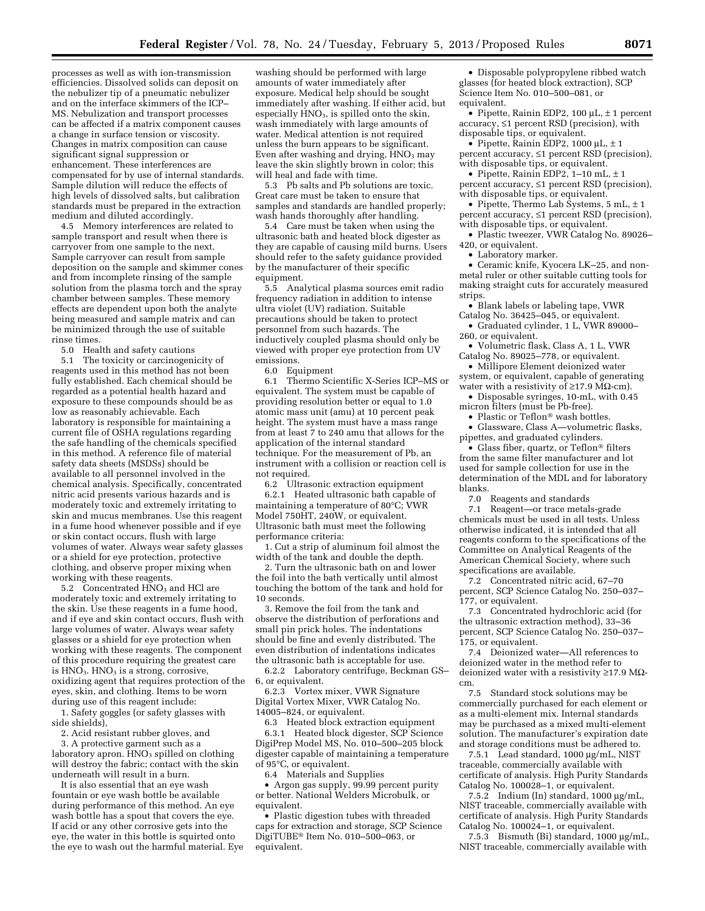processes as well as with ion-transmission efficiencies. Dissolved solids can deposit on the nebulizer tip of a pneumatic nebulizer and on the interface skimmers of the ICP–MS. Nebulization and transport processes can be affected if a matrix component causes a change in surface tension or viscosity. Changes in matrix composition can cause significant signal suppression or enhancement. These interferences are compensated for by use of internal standards. Sample dilution will reduce the effects of high levels of dissolved salts, but calibration standards must be prepared in the extraction medium and diluted accordingly.

4.5 Memory interferences are related to sample transport and result when there is carryover from one sample to the next. Sample carryover can result from sample deposition on the sample and skimmer cones and from incomplete rinsing of the sample solution from the plasma torch and the spray chamber between samples. These memory effects are dependent upon both the analyte being measured and sample matrix and can be minimized through the use of suitable rinse times.

5.0 Health and safety cautions

5.1 The toxicity or carcinogenicity of reagents used in this method has not been fully established. Each chemical should be regarded as a potential health hazard and exposure to these compounds should be as low as reasonably achievable. Each laboratory is responsible for maintaining a current file of OSHA regulations regarding the safe handling of the chemicals specified in this method. A reference file of material safety data sheets (MSDSs) should be available to all personnel involved in the chemical analysis. Specifically, concentrated nitric acid presents various hazards and is moderately toxic and extremely irritating to skin and mucus membranes. Use this reagent in a fume hood whenever possible and if eye or skin contact occurs, flush with large volumes of water. Always wear safety glasses or a shield for eye protection, protective clothing, and observe proper mixing when working with these reagents.

5.2 Concentrated $HNO_3$ and HCl are moderately toxic and extremely irritating to the skin. Use these reagents in a fume hood, and if eye and skin contact occurs, flush with large volumes of water. Always wear safety glasses or a shield for eye protection when working with these reagents. The component of this procedure requiring the greatest care is $HNO_3$. $HNO_3$ is a strong, corrosive, oxidizing agent that requires protection of the eyes, skin, and clothing. Items to be worn during use of this reagent include:

1. Safety goggles (or safety glasses with side shields),
2. Acid resistant rubber gloves, and
3. A protective garment such as a laboratory apron. $HNO_3$ spilled on clothing will destroy the fabric; contact with the skin underneath will result in a burn.

It is also essential that an eye wash fountain or eye wash bottle be available during performance of this method. An eye wash bottle has a spout that covers the eye. If acid or any other corrosive gets into the eye, the water in this bottle is squirted onto the eye to wash out the harmful material. Eye washing should be performed with large amounts of water immediately after exposure. Medical help should be sought immediately after washing. If either acid, but especially $HNO_3$, is spilled onto the skin, wash immediately with large amounts of water. Medical attention is not required unless the burn appears to be significant. Even after washing and drying, $HNO_3$ may leave the skin slightly brown in color; this will heal and fade with time.

5.3 Pb salts and Pb solutions are toxic. Great care must be taken to ensure that samples and standards are handled properly; wash hands thoroughly after handling.

5.4 Care must be taken when using the ultrasonic bath and heated block digester as they are capable of causing mild burns. Users should refer to the safety guidance provided by the manufacturer of their specific equipment.

5.5 Analytical plasma sources emit radio frequency radiation in addition to intense ultra violet (UV) radiation. Suitable precautions should be taken to protect personnel from such hazards. The inductively coupled plasma should only be viewed with proper eye protection from UV emissions.

6.0 Equipment

6.1 Thermo Scientific X-Series ICP–MS or equivalent. The system must be capable of providing resolution better or equal to 1.0 atomic mass unit (amu) at 10 percent peak height. The system must have a mass range from at least 7 to 240 amu that allows for the application of the internal standard technique. For the measurement of Pb, an instrument with a collision or reaction cell is not required.

6.2 Ultrasonic extraction equipment

6.2.1 Heated ultrasonic bath capable of maintaining a temperature of 80°C; VWR Model 750HT, 240W, or equivalent. Ultrasonic bath must meet the following performance criteria:

1. Cut a strip of aluminum foil almost the width of the tank and double the depth.
2. Turn the ultrasonic bath on and lower the foil into the bath vertically until almost touching the bottom of the tank and hold for 10 seconds.
3. Remove the foil from the tank and observe the distribution of perforations and small pin prick holes. The indentations should be fine and evenly distributed. The even distribution of indentations indicates the ultrasonic bath is acceptable for use.

6.2.2 Laboratory centrifuge, Beckman GS–6, or equivalent.

6.2.3 Vortex mixer, VWR Signature Digital Vortex Mixer, VWR Catalog No. 14005–824, or equivalent.

6.3 Heated block extraction equipment

6.3.1 Heated block digester, SCP Science DigiPrep Model MS, No. 010–500–205 block digester capable of maintaining a temperature of 95°C, or equivalent.

6.4 Materials and Supplies

- Argon gas supply, 99.99 percent purity or better. National Welders Microbulk, or equivalent.
- Plastic digestion tubes with threaded caps for extraction and storage, SCP Science DigiTUBE® Item No. 010–500–063, or equivalent.
- Disposable polypropylene ribbed watch glasses (for heated block extraction), SCP Science Item No. 010–500–081, or equivalent.
- Pipette, Rainin EDP2, 100 µL, ± 1 percent accuracy, ≤1 percent RSD (precision), with disposable tips, or equivalent.
- Pipette, Rainin EDP2, 1000 µL, ± 1 percent accuracy, ≤1 percent RSD (precision), with disposable tips, or equivalent.
- Pipette, Rainin EDP2, 1–10 mL, ± 1 percent accuracy, ≤1 percent RSD (precision), with disposable tips, or equivalent.
- Pipette, Thermo Lab Systems, 5 mL, ± 1 percent accuracy, ≤1 percent RSD (precision), with disposable tips, or equivalent.
- Plastic tweezer, VWR Catalog No. 89026–420, or equivalent.
- Laboratory marker.
- Ceramic knife, Kyocera LK–25, and non-metal ruler or other suitable cutting tools for making straight cuts for accurately measured strips.
- Blank labels or labeling tape, VWR Catalog No. 36425–045, or equivalent.
- Graduated cylinder, 1 L, VWR 89000–260, or equivalent.
- Volumetric flask, Class A, 1 L, VWR Catalog No. 89025–778, or equivalent.
- Millipore Element deionized water system, or equivalent, capable of generating water with a resistivity of ≥17.9 MΩ-cm).
- Disposable syringes, 10-mL, with 0.45 micron filters (must be Pb-free).
- Plastic or Teflon® wash bottles.
- Glassware, Class A—volumetric flasks, pipettes, and graduated cylinders.
- Glass fiber, quartz, or Teflon® filters from the same filter manufacturer and lot used for sample collection for use in the determination of the MDL and for laboratory blanks.

7.0 Reagents and standards

7.1 Reagent—or trace metals-grade chemicals must be used in all tests. Unless otherwise indicated, it is intended that all reagents conform to the specifications of the Committee on Analytical Reagents of the American Chemical Society, where such specifications are available.

7.2 Concentrated nitric acid, 67–70 percent, SCP Science Catalog No. 250–037–177, or equivalent.

7.3 Concentrated hydrochloric acid (for the ultrasonic extraction method), 33–36 percent, SCP Science Catalog No. 250–037–175, or equivalent.

7.4 Deionized water—All references to deionized water in the method refer to deionized water with a resistivity ≥17.9 MΩ-cm.

7.5 Standard stock solutions may be commercially purchased for each element or as a multi-element mix. Internal standards may be purchased as a mixed multi-element solution. The manufacturer's expiration date and storage conditions must be adhered to.

7.5.1 Lead standard, 1000 µg/mL, NIST traceable, commercially available with certificate of analysis. High Purity Standards Catalog No. 100028–1, or equivalent.

7.5.2 Indium (In) standard, 1000 µg/mL, NIST traceable, commercially available with certificate of analysis. High Purity Standards Catalog No. 100024–1, or equivalent.

7.5.3 Bismuth (Bi) standard, 1000 µg/mL, NIST traceable, commercially available with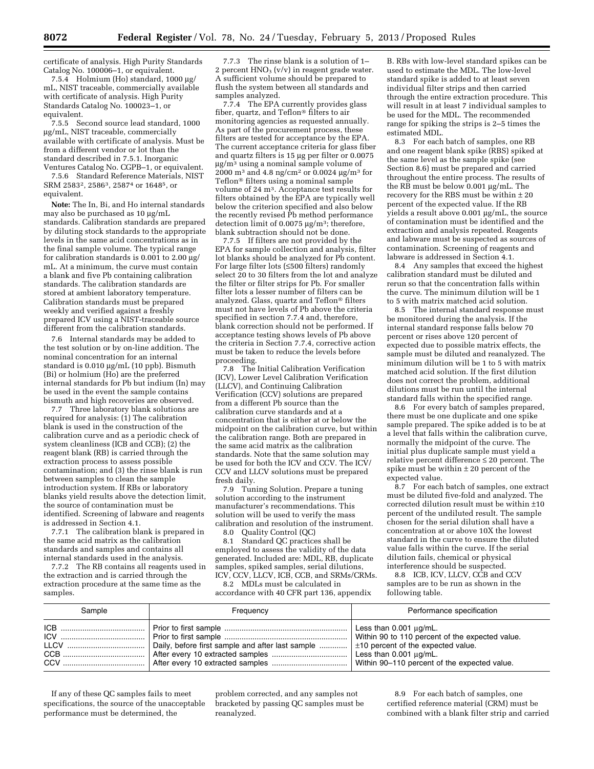certificate of analysis. High Purity Standards Catalog No. 100006–1, or equivalent.

7.5.4 Holmium (Ho) standard, 1000 μg/mL, NIST traceable, commercially available with certificate of analysis. High Purity Standards Catalog No. 100023–1, or equivalent.

7.5.5 Second source lead standard, 1000 μg/mL, NIST traceable, commercially available with certificate of analysis. Must be from a different vendor or lot than the standard described in 7.5.1. Inorganic Ventures Catalog No. CGPB–1, or equivalent.

7.5.6 Standard Reference Materials, NIST SRM 2583[2], 2586[3], 2587[4] or 1648[5], or equivalent.

**Note:** The In, Bi, and Ho internal standards may also be purchased as 10 μg/mL standards. Calibration standards are prepared by diluting stock standards to the appropriate levels in the same acid concentrations as in the final sample volume. The typical range for calibration standards is 0.001 to 2.00 μg/mL. At a minimum, the curve must contain a blank and five Pb containing calibration standards. The calibration standards are stored at ambient laboratory temperature. Calibration standards must be prepared weekly and verified against a freshly prepared ICV using a NIST-traceable source different from the calibration standards.

7.6 Internal standards may be added to the test solution or by on-line addition. The nominal concentration for an internal standard is 0.010 μg/mL (10 ppb). Bismuth (Bi) or holmium (Ho) are the preferred internal standards for Pb but indium (In) may be used in the event the sample contains bismuth and high recoveries are observed.

7.7 Three laboratory blank solutions are required for analysis: (1) The calibration blank is used in the construction of the calibration curve and as a periodic check of system cleanliness (ICB and CCB); (2) the reagent blank (RB) is carried through the extraction process to assess possible contamination; and (3) the rinse blank is run between samples to clean the sample introduction system. If RBs or laboratory blanks yield results above the detection limit, the source of contamination must be identified. Screening of labware and reagents is addressed in Section 4.1.

7.7.1 The calibration blank is prepared in the same acid matrix as the calibration standards and samples and contains all internal standards used in the analysis.

7.7.2 The RB contains all reagents used in the extraction and is carried through the extraction procedure at the same time as the samples.

7.7.3 The rinse blank is a solution of 1–2 percent $HNO_3$ (v/v) in reagent grade water. A sufficient volume should be prepared to flush the system between all standards and samples analyzed.

7.7.4 The EPA currently provides glass fiber, quartz, and Teflon® filters to air monitoring agencies as requested annually. As part of the procurement process, these filters are tested for acceptance by the EPA. The current acceptance criteria for glass fiber and quartz filters is 15 μg per filter or 0.0075 μg/m$^3$ using a nominal sample volume of 2000 m$^3$ and 4.8 ng/cm$^2$ or 0.0024 μg/m$^3$ for Teflon® filters using a nominal sample volume of 24 m$^3$. Acceptance test results for filters obtained by the EPA are typically well below the criterion specified and also below the recently revised Pb method performance detection limit of 0.0075 μg/m$^3$; therefore, blank subtraction should not be done.

7.7.5 If filters are not provided by the EPA for sample collection and analysis, filter lot blanks should be analyzed for Pb content. For large filter lots (≤500 filters) randomly select 20 to 30 filters from the lot and analyze the filter or filter strips for Pb. For smaller filter lots a lesser number of filters can be analyzed. Glass, quartz and Teflon® filters must not have levels of Pb above the criteria specified in section 7.7.4 and, therefore, blank correction should not be performed. If acceptance testing shows levels of Pb above the criteria in Section 7.7.4, corrective action must be taken to reduce the levels before proceeding.

7.8 The Initial Calibration Verification (ICV), Lower Level Calibration Verification (LLCV), and Continuing Calibration Verification (CCV) solutions are prepared from a different Pb source than the calibration curve standards and at a concentration that is either at or below the midpoint on the calibration curve, but within the calibration range. Both are prepared in the same acid matrix as the calibration standards. Note that the same solution may be used for both the ICV and CCV. The ICV/CCV and LLCV solutions must be prepared fresh daily.

7.9 Tuning Solution. Prepare a tuning solution according to the instrument manufacturer's recommendations. This solution will be used to verify the mass calibration and resolution of the instrument.

8.0 Quality Control (QC)

8.1 Standard QC practices shall be employed to assess the validity of the data generated. Included are: MDL, RB, duplicate samples, spiked samples, serial dilutions, ICV, CCV, LLCV, ICB, CCB, and SRMs/CRMs.

8.2 MDLs must be calculated in accordance with 40 CFR part 136, appendix B. RBs with low-level standard spikes can be used to estimate the MDL. The low-level standard spike is added to at least seven individual filter strips and then carried through the entire extraction procedure. This will result in at least 7 individual samples to be used for the MDL. The recommended range for spiking the strips is 2–5 times the estimated MDL.

8.3 For each batch of samples, one RB and one reagent blank spike (RBS) spiked at the same level as the sample spike (see Section 8.6) must be prepared and carried throughout the entire process. The results of the RB must be below 0.001 μg/mL. The recovery for the RBS must be within ± 20 percent of the expected value. If the RB yields a result above 0.001 μg/mL, the source of contamination must be identified and the extraction and analysis repeated. Reagents and labware must be suspected as sources of contamination. Screening of reagents and labware is addressed in Section 4.1.

8.4 Any samples that exceed the highest calibration standard must be diluted and rerun so that the concentration falls within the curve. The minimum dilution will be 1 to 5 with matrix matched acid solution.

8.5 The internal standard response must be monitored during the analysis. If the internal standard response falls below 70 percent or rises above 120 percent of expected due to possible matrix effects, the sample must be diluted and reanalyzed. The minimum dilution will be 1 to 5 with matrix matched acid solution. If the first dilution does not correct the problem, additional dilutions must be run until the internal standard falls within the specified range.

8.6 For every batch of samples prepared, there must be one duplicate and one spike sample prepared. The spike added is to be at a level that falls within the calibration curve, normally the midpoint of the curve. The initial plus duplicate sample must yield a relative percent difference ≤ 20 percent. The spike must be within ± 20 percent of the expected value.

8.7 For each batch of samples, one extract must be diluted five-fold and analyzed. The corrected dilution result must be within ±10 percent of the undiluted result. The sample chosen for the serial dilution shall have a concentration at or above 10X the lowest standard in the curve to ensure the diluted value falls within the curve. If the serial dilution fails, chemical or physical interference should be suspected.

8.8 ICB, ICV, LLCV, CCB and CCV samples are to be run as shown in the following table.

| Sample | Frequency | Performance specification |
|---|---|---|
| ICB | Prior to first sample | Less than 0.001 μg/mL. |
| ICV | Prior to first sample | Within 90 to 110 percent of the expected value. |
| LLCV | Daily, before first sample and after last sample | ±10 percent of the expected value. |
| CCB | After every 10 extracted samples | Less than 0.001 μg/mL. |
| CCV | After every 10 extracted samples | Within 90–110 percent of the expected value. |

If any of these QC samples fails to meet specifications, the source of the unacceptable performance must be determined, the problem corrected, and any samples not bracketed by passing QC samples must be reanalyzed.

8.9 For each batch of samples, one certified reference material (CRM) must be combined with a blank filter strip and carried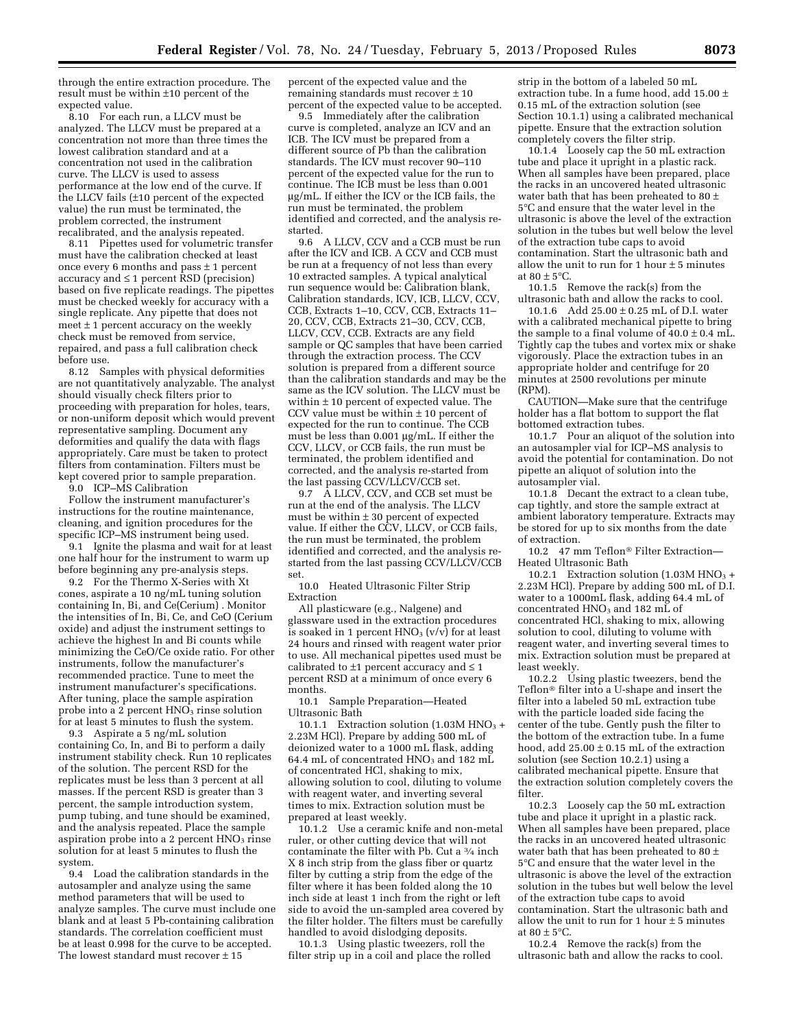through the entire extraction procedure. The result must be within ±10 percent of the expected value.

8.10 For each run, a LLCV must be analyzed. The LLCV must be prepared at a concentration not more than three times the lowest calibration standard and at a concentration not used in the calibration curve. The LLCV is used to assess performance at the low end of the curve. If the LLCV fails (±10 percent of the expected value) the run must be terminated, the problem corrected, the instrument recalibrated, and the analysis repeated.

8.11 Pipettes used for volumetric transfer must have the calibration checked at least once every 6 months and pass ± 1 percent accuracy and ≤ 1 percent RSD (precision) based on five replicate readings. The pipettes must be checked weekly for accuracy with a single replicate. Any pipette that does not meet ± 1 percent accuracy on the weekly check must be removed from service, repaired, and pass a full calibration check before use.

8.12 Samples with physical deformities are not quantitatively analyzable. The analyst should visually check filters prior to proceeding with preparation for holes, tears, or non-uniform deposit which would prevent representative sampling. Document any deformities and qualify the data with flags appropriately. Care must be taken to protect filters from contamination. Filters must be kept covered prior to sample preparation.

9.0 ICP–MS Calibration

Follow the instrument manufacturer's instructions for the routine maintenance, cleaning, and ignition procedures for the specific ICP–MS instrument being used.

9.1 Ignite the plasma and wait for at least one half hour for the instrument to warm up before beginning any pre-analysis steps.

9.2 For the Thermo X-Series with Xt cones, aspirate a 10 ng/mL tuning solution containing In, Bi, and Ce(Cerium) . Monitor the intensities of In, Bi, Ce, and CeO (Cerium oxide) and adjust the instrument settings to achieve the highest In and Bi counts while minimizing the CeO/Ce oxide ratio. For other instruments, follow the manufacturer's recommended practice. Tune to meet the instrument manufacturer's specifications. After tuning, place the sample aspiration probe into a 2 percent $HNO_3$ rinse solution for at least 5 minutes to flush the system.

9.3 Aspirate a 5 ng/mL solution containing Co, In, and Bi to perform a daily instrument stability check. Run 10 replicates of the solution. The percent RSD for the replicates must be less than 3 percent at all masses. If the percent RSD is greater than 3 percent, the sample introduction system, pump tubing, and tune should be examined, and the analysis repeated. Place the sample aspiration probe into a 2 percent $HNO_3$ rinse solution for at least 5 minutes to flush the system.

9.4 Load the calibration standards in the autosampler and analyze using the same method parameters that will be used to analyze samples. The curve must include one blank and at least 5 Pb-containing calibration standards. The correlation coefficient must be at least 0.998 for the curve to be accepted. The lowest standard must recover ± 15 percent of the expected value and the remaining standards must recover ± 10 percent of the expected value to be accepted.

9.5 Immediately after the calibration curve is completed, analyze an ICV and an ICB. The ICV must be prepared from a different source of Pb than the calibration standards. The ICV must recover 90–110 percent of the expected value for the run to continue. The ICB must be less than 0.001 µg/mL. If either the ICV or the ICB fails, the run must be terminated, the problem identified and corrected, and the analysis re-started.

9.6 A LLCV, CCV and a CCB must be run after the ICV and ICB. A CCV and CCB must be run at a frequency of not less than every 10 extracted samples. A typical analytical run sequence would be: Calibration blank, Calibration standards, ICV, ICB, LLCV, CCV, CCB, Extracts 1–10, CCV, CCB, Extracts 11–20, CCV, CCB, Extracts 21–30, CCV, CCB, LLCV, CCV, CCB. Extracts are any field sample or QC samples that have been carried through the extraction process. The CCV solution is prepared from a different source than the calibration standards and may be the same as the ICV solution. The LLCV must be within ± 10 percent of expected value. The CCV value must be within ± 10 percent of expected for the run to continue. The CCB must be less than 0.001 µg/mL. If either the CCV, LLCV, or CCB fails, the run must be terminated, the problem identified and corrected, and the analysis re-started from the last passing CCV/LLCV/CCB set.

9.7 A LLCV, CCV, and CCB set must be run at the end of the analysis. The LLCV must be within ± 30 percent of expected value. If either the CCV, LLCV, or CCB fails, the run must be terminated, the problem identified and corrected, and the analysis re-started from the last passing CCV/LLCV/CCB set.

10.0 Heated Ultrasonic Filter Strip Extraction

All plasticware (e.g., Nalgene) and glassware used in the extraction procedures is soaked in 1 percent $HNO_3$ (v/v) for at least 24 hours and rinsed with reagent water prior to use. All mechanical pipettes used must be calibrated to ±1 percent accuracy and ≤ 1 percent RSD at a minimum of once every 6 months.

10.1 Sample Preparation—Heated Ultrasonic Bath

10.1.1 Extraction solution (1.03M $HNO_3$ + 2.23M HCl). Prepare by adding 500 mL of deionized water to a 1000 mL flask, adding 64.4 mL of concentrated $HNO_3$ and 182 mL of concentrated HCl, shaking to mix, allowing solution to cool, diluting to volume with reagent water, and inverting several times to mix. Extraction solution must be prepared at least weekly.

10.1.2 Use a ceramic knife and non-metal ruler, or other cutting device that will not contaminate the filter with Pb. Cut a ¾ inch X 8 inch strip from the glass fiber or quartz filter by cutting a strip from the edge of the filter where it has been folded along the 10 inch side at least 1 inch from the right or left side to avoid the un-sampled area covered by the filter holder. The filters must be carefully handled to avoid dislodging deposits.

10.1.3 Using plastic tweezers, roll the filter strip up in a coil and place the rolled strip in the bottom of a labeled 50 mL extraction tube. In a fume hood, add 15.00 ± 0.15 mL of the extraction solution (see Section 10.1.1) using a calibrated mechanical pipette. Ensure that the extraction solution completely covers the filter strip.

10.1.4 Loosely cap the 50 mL extraction tube and place it upright in a plastic rack. When all samples have been prepared, place the racks in an uncovered heated ultrasonic water bath that has been preheated to 80 ± 5°C and ensure that the water level in the ultrasonic is above the level of the extraction solution in the tubes but well below the level of the extraction tube caps to avoid contamination. Start the ultrasonic bath and allow the unit to run for 1 hour ± 5 minutes at 80 ± 5°C.

10.1.5 Remove the rack(s) from the ultrasonic bath and allow the racks to cool.

10.1.6 Add 25.00 ± 0.25 mL of D.I. water with a calibrated mechanical pipette to bring the sample to a final volume of 40.0 ± 0.4 mL. Tightly cap the tubes and vortex mix or shake vigorously. Place the extraction tubes in an appropriate holder and centrifuge for 20 minutes at 2500 revolutions per minute (RPM).

CAUTION—Make sure that the centrifuge holder has a flat bottom to support the flat bottomed extraction tubes.

10.1.7 Pour an aliquot of the solution into an autosampler vial for ICP–MS analysis to avoid the potential for contamination. Do not pipette an aliquot of solution into the autosampler vial.

10.1.8 Decant the extract to a clean tube, cap tightly, and store the sample extract at ambient laboratory temperature. Extracts may be stored for up to six months from the date of extraction.

10.2 47 mm Teflon® Filter Extraction—Heated Ultrasonic Bath

10.2.1 Extraction solution (1.03M $HNO_3$ + 2.23M HCl). Prepare by adding 500 mL of D.I. water to a 1000mL flask, adding 64.4 mL of concentrated $HNO_3$ and 182 mL of concentrated HCl, shaking to mix, allowing solution to cool, diluting to volume with reagent water, and inverting several times to mix. Extraction solution must be prepared at least weekly.

10.2.2 Using plastic tweezers, bend the Teflon® filter into a U-shape and insert the filter into a labeled 50 mL extraction tube with the particle loaded side facing the center of the tube. Gently push the filter to the bottom of the extraction tube. In a fume hood, add 25.00 ± 0.15 mL of the extraction solution (see Section 10.2.1) using a calibrated mechanical pipette. Ensure that the extraction solution completely covers the filter.

10.2.3 Loosely cap the 50 mL extraction tube and place it upright in a plastic rack. When all samples have been prepared, place the racks in an uncovered heated ultrasonic water bath that has been preheated to 80 ± 5°C and ensure that the water level in the ultrasonic is above the level of the extraction solution in the tubes but well below the level of the extraction tube caps to avoid contamination. Start the ultrasonic bath and allow the unit to run for 1 hour ± 5 minutes at 80 ± 5°C.

10.2.4 Remove the rack(s) from the ultrasonic bath and allow the racks to cool.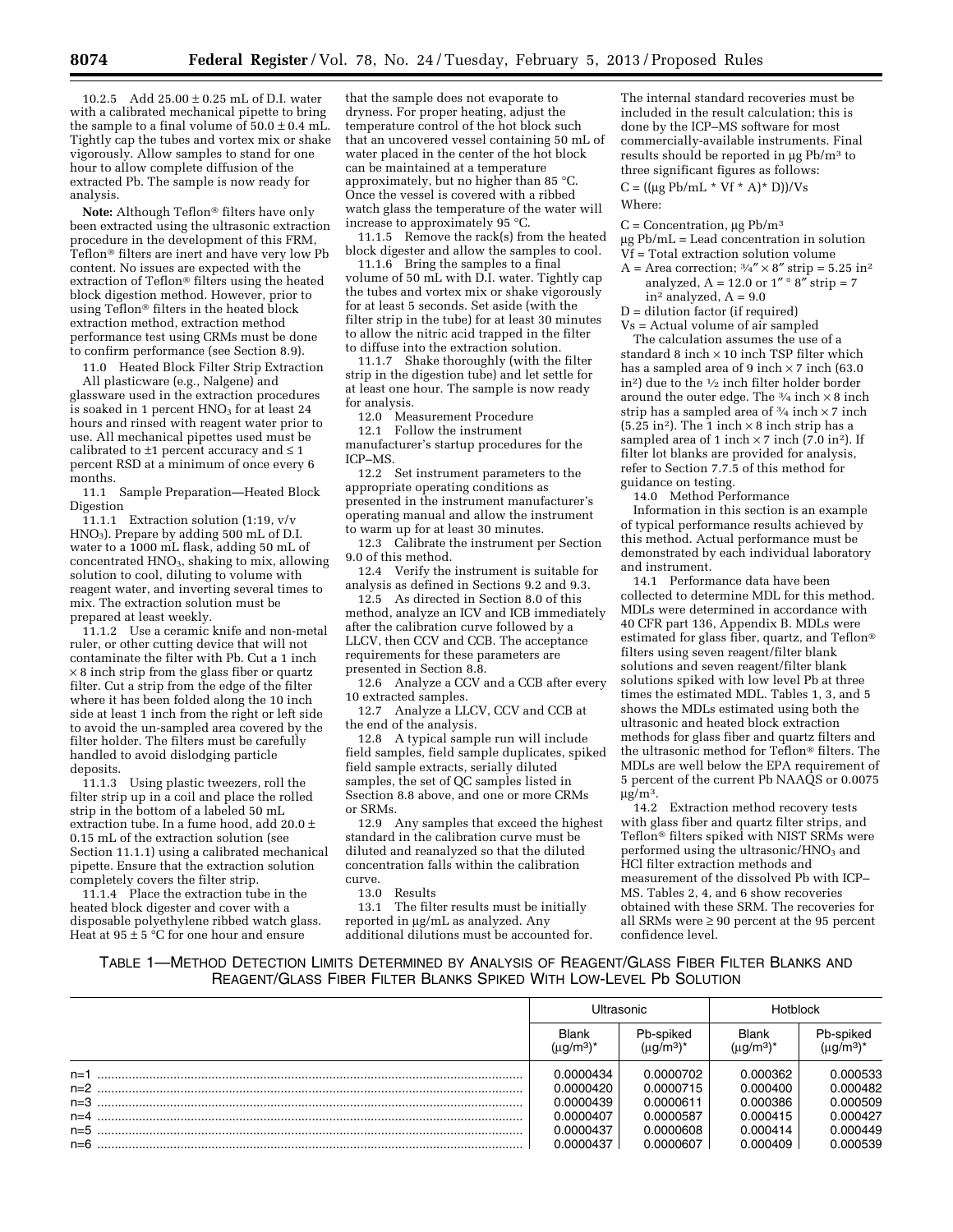10.2.5 Add 25.00 ± 0.25 mL of D.I. water with a calibrated mechanical pipette to bring the sample to a final volume of 50.0 ± 0.4 mL. Tightly cap the tubes and vortex mix or shake vigorously. Allow samples to stand for one hour to allow complete diffusion of the extracted Pb. The sample is now ready for analysis.

**Note:** Although Teflon® filters have only been extracted using the ultrasonic extraction procedure in the development of this FRM, Teflon® filters are inert and have very low Pb content. No issues are expected with the extraction of Teflon® filters using the heated block digestion method. However, prior to using Teflon® filters in the heated block extraction method, extraction method performance test using CRMs must be done to confirm performance (see Section 8.9).

11.0 Heated Block Filter Strip Extraction

All plasticware (e.g., Nalgene) and glassware used in the extraction procedures is soaked in 1 percent $HNO_3$ for at least 24 hours and rinsed with reagent water prior to use. All mechanical pipettes used must be calibrated to ±1 percent accuracy and ≤ 1 percent RSD at a minimum of once every 6 months.

11.1 Sample Preparation—Heated Block Digestion

11.1.1 Extraction solution (1:19, v/v $HNO_3$). Prepare by adding 500 mL of D.I. water to a 1000 mL flask, adding 50 mL of concentrated $HNO_3$, shaking to mix, allowing solution to cool, diluting to volume with reagent water, and inverting several times to mix. The extraction solution must be prepared at least weekly.

11.1.2 Use a ceramic knife and non-metal ruler, or other cutting device that will not contaminate the filter with Pb. Cut a 1 inch × 8 inch strip from the glass fiber or quartz filter. Cut a strip from the edge of the filter where it has been folded along the 10 inch side at least 1 inch from the right or left side to avoid the un-sampled area covered by the filter holder. The filters must be carefully handled to avoid dislodging particle deposits.

11.1.3 Using plastic tweezers, roll the filter strip up in a coil and place the rolled strip in the bottom of a labeled 50 mL extraction tube. In a fume hood, add 20.0 ± 0.15 mL of the extraction solution (see Section 11.1.1) using a calibrated mechanical pipette. Ensure that the extraction solution completely covers the filter strip.

11.1.4 Place the extraction tube in the heated block digester and cover with a disposable polyethylene ribbed watch glass. Heat at 95 ± 5 °C for one hour and ensure that the sample does not evaporate to dryness. For proper heating, adjust the temperature control of the hot block such that an uncovered vessel containing 50 mL of water placed in the center of the hot block can be maintained at a temperature approximately, but no higher than 85 °C. Once the vessel is covered with a ribbed watch glass the temperature of the water will increase to approximately 95 °C.

11.1.5 Remove the rack(s) from the heated block digester and allow the samples to cool.

11.1.6 Bring the samples to a final volume of 50 mL with D.I. water. Tightly cap the tubes and vortex mix or shake vigorously for at least 5 seconds. Set aside (with the filter strip in the tube) for at least 30 minutes to allow the nitric acid trapped in the filter to diffuse into the extraction solution.

11.1.7 Shake thoroughly (with the filter strip in the digestion tube) and let settle for at least one hour. The sample is now ready for analysis.

12.0 Measurement Procedure

12.1 Follow the instrument manufacturer's startup procedures for the ICP–MS.

12.2 Set instrument parameters to the appropriate operating conditions as presented in the instrument manufacturer's operating manual and allow the instrument to warm up for at least 30 minutes.

12.3 Calibrate the instrument per Section 9.0 of this method.

12.4 Verify the instrument is suitable for analysis as defined in Sections 9.2 and 9.3.

12.5 As directed in Section 8.0 of this method, analyze an ICV and ICB immediately after the calibration curve followed by a LLCV, then CCV and CCB. The acceptance requirements for these parameters are presented in Section 8.8.

12.6 Analyze a CCV and a CCB after every 10 extracted samples.

12.7 Analyze a LLCV, CCV and CCB at the end of the analysis.

12.8 A typical sample run will include field samples, field sample duplicates, spiked field sample extracts, serially diluted samples, the set of QC samples listed in Ssection 8.8 above, and one or more CRMs or SRMs.

12.9 Any samples that exceed the highest standard in the calibration curve must be diluted and reanalyzed so that the diluted concentration falls within the calibration curve.

13.0 Results

13.1 The filter results must be initially reported in µg/mL as analyzed. Any additional dilutions must be accounted for. The internal standard recoveries must be included in the result calculation; this is done by the ICP–MS software for most commercially-available instruments. Final results should be reported in µg Pb/m³ to three significant figures as follows:

$$C = ((\mu g\ Pb/mL * V_f * A) * D))/V_s$$

Where:

C = Concentration, µg Pb/m³

µg Pb/mL = Lead concentration in solution

Vf = Total extraction solution volume

A = Area correction; ¾″ × 8″ strip = 5.25 in² analyzed, A = 12.0 or 1″ ° 8″ strip = 7 in² analyzed, A = 9.0

D = dilution factor (if required)

Vs = Actual volume of air sampled

The calculation assumes the use of a standard 8 inch × 10 inch TSP filter which has a sampled area of 9 inch × 7 inch (63.0 in²) due to the ½ inch filter holder border around the outer edge. The ¾ inch × 8 inch strip has a sampled area of ¾ inch × 7 inch (5.25 in²). The 1 inch × 8 inch strip has a sampled area of 1 inch × 7 inch (7.0 in²). If filter lot blanks are provided for analysis, refer to Section 7.7.5 of this method for guidance on testing.

14.0 Method Performance

Information in this section is an example of typical performance results achieved by this method. Actual performance must be demonstrated by each individual laboratory and instrument.

14.1 Performance data have been collected to determine MDL for this method. MDLs were determined in accordance with 40 CFR part 136, Appendix B. MDLs were estimated for glass fiber, quartz, and Teflon® filters using seven reagent/filter blank solutions and seven reagent/filter blank solutions spiked with low level Pb at three times the estimated MDL. Tables 1, 3, and 5 shows the MDLs estimated using both the ultrasonic and heated block extraction methods for glass fiber and quartz filters and the ultrasonic method for Teflon® filters. The MDLs are well below the EPA requirement of 5 percent of the current Pb NAAQS or 0.0075 µg/m³.

14.2 Extraction method recovery tests with glass fiber and quartz filter strips, and Teflon® filters spiked with NIST SRMs were performed using the ultrasonic/$HNO_3$ and HCl filter extraction methods and measurement of the dissolved Pb with ICP–MS. Tables 2, 4, and 6 show recoveries obtained with these SRM. The recoveries for all SRMs were ≥ 90 percent at the 95 percent confidence level.

TABLE 1—METHOD DETECTION LIMITS DETERMINED BY ANALYSIS OF REAGENT/GLASS FIBER FILTER BLANKS AND REAGENT/GLASS FIBER FILTER BLANKS SPIKED WITH LOW-LEVEL Pb SOLUTION

| | Ultrasonic | | Hotblock | |
|---|---|---|---|---|
| | Blank (µg/m³)* | Pb-spiked (µg/m³)* | Blank (µg/m³)* | Pb-spiked (µg/m³)* |
| n=1 | 0.0000434 | 0.0000702 | 0.000362 | 0.000533 |
| n=2 | 0.0000420 | 0.0000715 | 0.000400 | 0.000482 |
| n=3 | 0.0000439 | 0.0000611 | 0.000386 | 0.000509 |
| n=4 | 0.0000407 | 0.0000587 | 0.000415 | 0.000427 |
| n=5 | 0.0000437 | 0.0000608 | 0.000414 | 0.000449 |
| n=6 | 0.0000437 | 0.0000607 | 0.000409 | 0.000539 |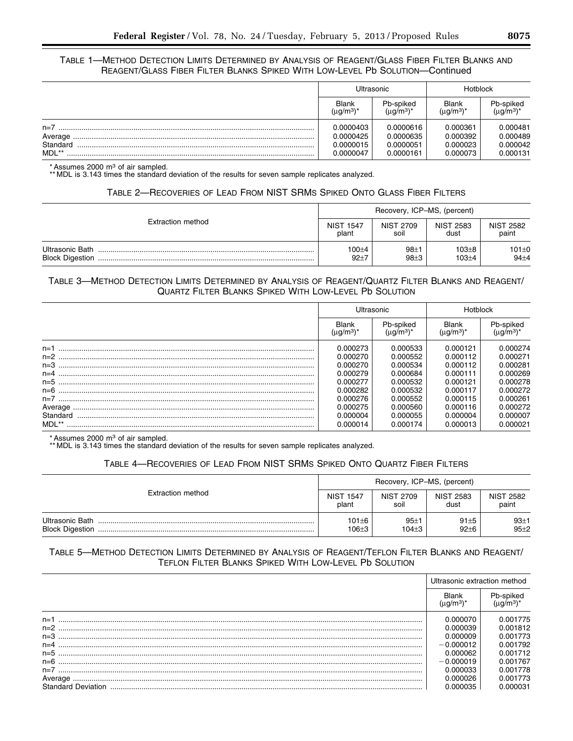TABLE 1—METHOD DETECTION LIMITS DETERMINED BY ANALYSIS OF REAGENT/GLASS FIBER FILTER BLANKS AND REAGENT/GLASS FIBER FILTER BLANKS SPIKED WITH LOW-LEVEL Pb SOLUTION—Continued

| | Ultrasonic | | Hotblock | |
|---|---|---|---|---|
| | Blank ($\mu g/m^3$)* | Pb-spiked ($\mu g/m^3$)* | Blank ($\mu g/m^3$)* | Pb-spiked ($\mu g/m^3$)* |
| n=7 | 0.0000403 | 0.0000616 | 0.000361 | 0.000481 |
| Average | 0.0000425 | 0.0000635 | 0.000392 | 0.000489 |
| Standard | 0.0000015 | 0.0000051 | 0.000023 | 0.000042 |
| MDL** | 0.0000047 | 0.0000161 | 0.000073 | 0.000131 |

\* Assumes 2000 $m^3$ of air sampled.

\*\* MDL is 3.143 times the standard deviation of the results for seven sample replicates analyzed.

TABLE 2—RECOVERIES OF LEAD FROM NIST SRMS SPIKED ONTO GLASS FIBER FILTERS

| Extraction method | Recovery, ICP–MS, (percent) | | | |
|---|---|---|---|---|
| | NIST 1547 plant | NIST 2709 soil | NIST 2583 dust | NIST 2582 paint |
| Ultrasonic Bath | 100±4 | 98±1 | 103±8 | 101±0 |
| Block Digestion | 92±7 | 98±3 | 103±4 | 94±4 |

TABLE 3—METHOD DETECTION LIMITS DETERMINED BY ANALYSIS OF REAGENT/QUARTZ FILTER BLANKS AND REAGENT/QUARTZ FILTER BLANKS SPIKED WITH LOW-LEVEL Pb SOLUTION

| | Ultrasonic | | Hotblock | |
|---|---|---|---|---|
| | Blank ($\mu g/m^3$)* | Pb-spiked ($\mu g/m^3$)* | Blank ($\mu g/m^3$)* | Pb-spiked ($\mu g/m^3$)* |
| n=1 | 0.000273 | 0.000533 | 0.000121 | 0.000274 |
| n=2 | 0.000270 | 0.000552 | 0.000112 | 0.000271 |
| n=3 | 0.000270 | 0.000534 | 0.000112 | 0.000281 |
| n=4 | 0.000279 | 0.000684 | 0.000111 | 0.000269 |
| n=5 | 0.000277 | 0.000532 | 0.000121 | 0.000278 |
| n=6 | 0.000282 | 0.000532 | 0.000117 | 0.000272 |
| n=7 | 0.000276 | 0.000552 | 0.000115 | 0.000261 |
| Average | 0.000275 | 0.000560 | 0.000116 | 0.000272 |
| Standard | 0.000004 | 0.000055 | 0.000004 | 0.000007 |
| MDL** | 0.000014 | 0.000174 | 0.000013 | 0.000021 |

\* Assumes 2000 $m^3$ of air sampled.

\*\* MDL is 3.143 times the standard deviation of the results for seven sample replicates analyzed.

TABLE 4—RECOVERIES OF LEAD FROM NIST SRMS SPIKED ONTO QUARTZ FIBER FILTERS

| Extraction method | Recovery, ICP–MS, (percent) | | | |
|---|---|---|---|---|
| | NIST 1547 plant | NIST 2709 soil | NIST 2583 dust | NIST 2582 paint |
| Ultrasonic Bath | 101±6 | 95±1 | 91±5 | 93±1 |
| Block Digestion | 106±3 | 104±3 | 92±6 | 95±2 |

TABLE 5—METHOD DETECTION LIMITS DETERMINED BY ANALYSIS OF REAGENT/TEFLON FILTER BLANKS AND REAGENT/TEFLON FILTER BLANKS SPIKED WITH LOW-LEVEL Pb SOLUTION

| | Ultrasonic extraction method | |
|---|---|---|
| | Blank ($\mu g/m^3$)* | Pb-spiked ($\mu g/m^3$)* |
| n=1 | 0.000070 | 0.001775 |
| n=2 | 0.000039 | 0.001812 |
| n=3 | 0.000009 | 0.001773 |
| n=4 | −0.000012 | 0.001792 |
| n=5 | 0.000062 | 0.001712 |
| n=6 | −0.000019 | 0.001767 |
| n=7 | 0.000033 | 0.001778 |
| Average | 0.000026 | 0.001773 |
| Standard Deviation | 0.000035 | 0.000031 |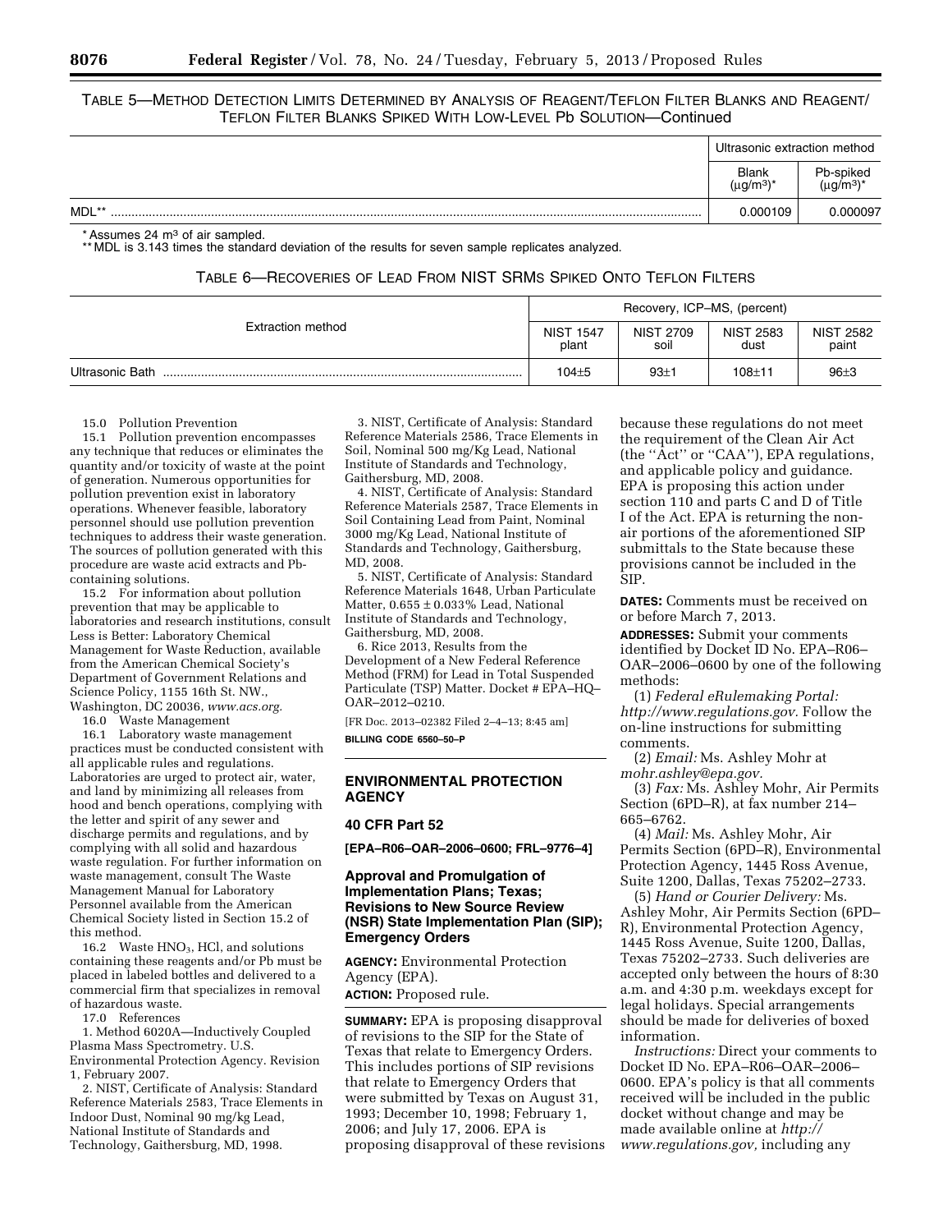TABLE 5—METHOD DETECTION LIMITS DETERMINED BY ANALYSIS OF REAGENT/TEFLON FILTER BLANKS AND REAGENT/TEFLON FILTER BLANKS SPIKED WITH LOW-LEVEL Pb SOLUTION—Continued

| | Ultrasonic extraction method | |
|---|---|---|
| | Blank ($\mu g/m^3$)* | Pb-spiked ($\mu g/m^3$)* |
| MDL** | 0.000109 | 0.000097 |

* Assumes 24 $m^3$ of air sampled.

** MDL is 3.143 times the standard deviation of the results for seven sample replicates analyzed.

TABLE 6—RECOVERIES OF LEAD FROM NIST SRMS SPIKED ONTO TEFLON FILTERS

| Extraction method | Recovery, ICP–MS, (percent) | | | |
|---|---|---|---|---|
| | NIST 1547 plant | NIST 2709 soil | NIST 2583 dust | NIST 2582 paint |
| Ultrasonic Bath | 104±5 | 93±1 | 108±11 | 96±3 |

15.0 Pollution Prevention

15.1 Pollution prevention encompasses any technique that reduces or eliminates the quantity and/or toxicity of waste at the point of generation. Numerous opportunities for pollution prevention exist in laboratory operations. Whenever feasible, laboratory personnel should use pollution prevention techniques to address their waste generation. The sources of pollution generated with this procedure are waste acid extracts and Pb-containing solutions.

15.2 For information about pollution prevention that may be applicable to laboratories and research institutions, consult Less is Better: Laboratory Chemical Management for Waste Reduction, available from the American Chemical Society's Department of Government Relations and Science Policy, 1155 16th St. NW., Washington, DC 20036, *www.acs.org.*

16.0 Waste Management

16.1 Laboratory waste management practices must be conducted consistent with all applicable rules and regulations. Laboratories are urged to protect air, water, and land by minimizing all releases from hood and bench operations, complying with the letter and spirit of any sewer and discharge permits and regulations, and by complying with all solid and hazardous waste regulation. For further information on waste management, consult The Waste Management Manual for Laboratory Personnel available from the American Chemical Society listed in Section 15.2 of this method.

16.2 Waste $HNO_3$, HCl, and solutions containing these reagents and/or Pb must be placed in labeled bottles and delivered to a commercial firm that specializes in removal of hazardous waste.

17.0 References

1. Method 6020A—Inductively Coupled Plasma Mass Spectrometry. U.S. Environmental Protection Agency. Revision 1, February 2007.

2. NIST, Certificate of Analysis: Standard Reference Materials 2583, Trace Elements in Indoor Dust, Nominal 90 mg/kg Lead, National Institute of Standards and Technology, Gaithersburg, MD, 1998.

3. NIST, Certificate of Analysis: Standard Reference Materials 2586, Trace Elements in Soil, Nominal 500 mg/Kg Lead, National Institute of Standards and Technology, Gaithersburg, MD, 2008.

4. NIST, Certificate of Analysis: Standard Reference Materials 2587, Trace Elements in Soil Containing Lead from Paint, Nominal 3000 mg/Kg Lead, National Institute of Standards and Technology, Gaithersburg, MD, 2008.

5. NIST, Certificate of Analysis: Standard Reference Materials 1648, Urban Particulate Matter, 0.655 ± 0.033% Lead, National Institute of Standards and Technology, Gaithersburg, MD, 2008.

6. Rice 2013, Results from the Development of a New Federal Reference Method (FRM) for Lead in Total Suspended Particulate (TSP) Matter. Docket # EPA–HQ–OAR–2012–0210.

[FR Doc. 2013–02382 Filed 2–4–13; 8:45 am]

**BILLING CODE 6560–50–P**

## ENVIRONMENTAL PROTECTION AGENCY

### 40 CFR Part 52

**[EPA–R06–OAR–2006–0600; FRL–9776–4]**

### Approval and Promulgation of Implementation Plans; Texas; Revisions to New Source Review (NSR) State Implementation Plan (SIP); Emergency Orders

**AGENCY:** Environmental Protection Agency (EPA).

**ACTION:** Proposed rule.

**SUMMARY:** EPA is proposing disapproval of revisions to the SIP for the State of Texas that relate to Emergency Orders. This includes portions of SIP revisions that relate to Emergency Orders that were submitted by Texas on August 31, 1993; December 10, 1998; February 1, 2006; and July 17, 2006. EPA is proposing disapproval of these revisions because these regulations do not meet the requirement of the Clean Air Act (the ''Act'' or ''CAA''), EPA regulations, and applicable policy and guidance. EPA is proposing this action under section 110 and parts C and D of Title I of the Act. EPA is returning the non-air portions of the aforementioned SIP submittals to the State because these provisions cannot be included in the SIP.

**DATES:** Comments must be received on or before March 7, 2013.

**ADDRESSES:** Submit your comments identified by Docket ID No. EPA–R06–OAR–2006–0600 by one of the following methods:

(1) *Federal eRulemaking Portal: http://www.regulations.gov.* Follow the on-line instructions for submitting comments.

(2) *Email:* Ms. Ashley Mohr at *mohr.ashley@epa.gov.*

(3) *Fax:* Ms. Ashley Mohr, Air Permits Section (6PD–R), at fax number 214–665–6762.

(4) *Mail:* Ms. Ashley Mohr, Air Permits Section (6PD–R), Environmental Protection Agency, 1445 Ross Avenue, Suite 1200, Dallas, Texas 75202–2733.

(5) *Hand or Courier Delivery:* Ms. Ashley Mohr, Air Permits Section (6PD–R), Environmental Protection Agency, 1445 Ross Avenue, Suite 1200, Dallas, Texas 75202–2733. Such deliveries are accepted only between the hours of 8:30 a.m. and 4:30 p.m. weekdays except for legal holidays. Special arrangements should be made for deliveries of boxed information.

*Instructions:* Direct your comments to Docket ID No. EPA–R06–OAR–2006–0600. EPA's policy is that all comments received will be included in the public docket without change and may be made available online at *http://www.regulations.gov,* including any